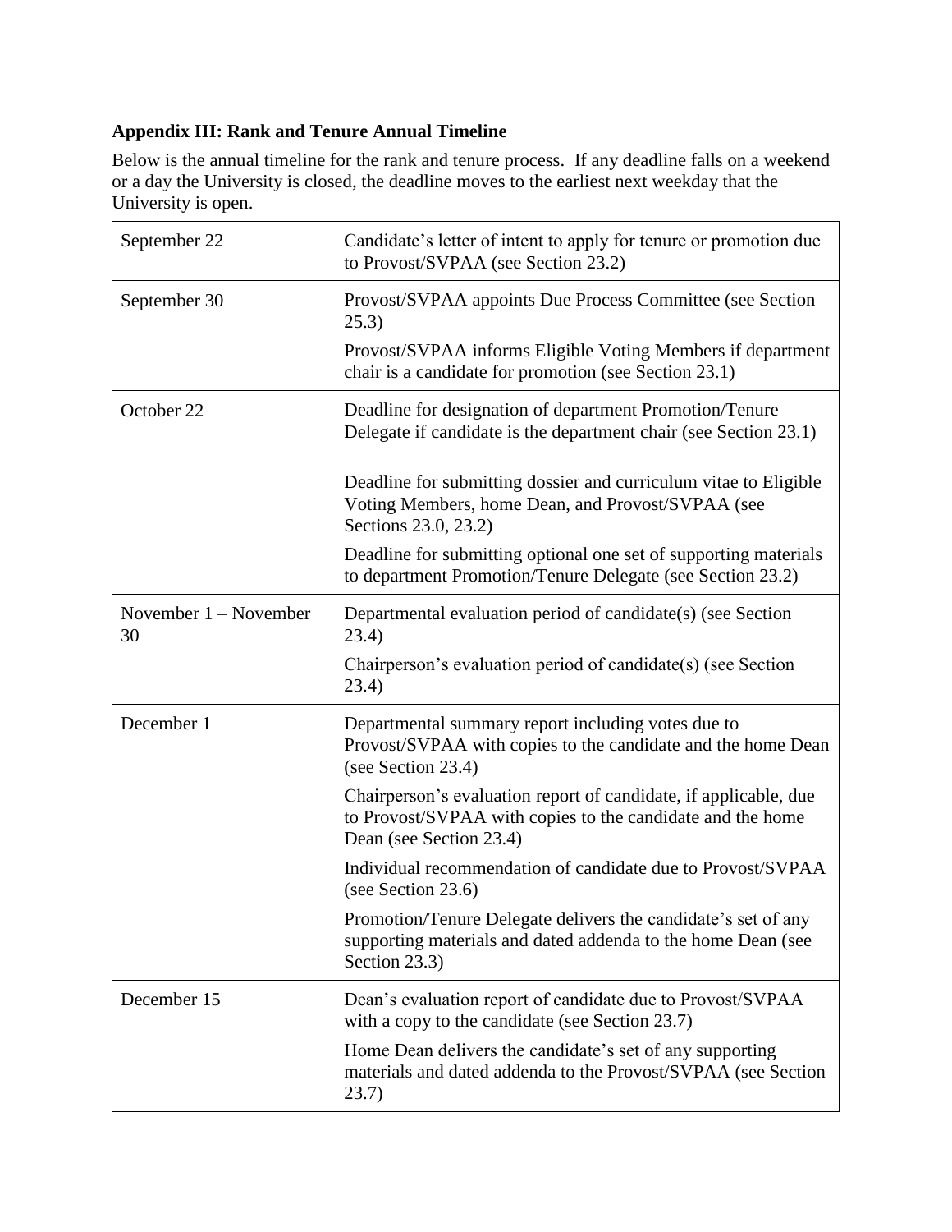### Appendix III: Rank and Tenure Annual Timeline

Below is the annual timeline for the rank and tenure process. If any deadline falls on a weekend or a day the University is closed, the deadline moves to the earliest next weekday that the University is open.

| Date | Activity |
|---|---|
| September 22 | Candidate's letter of intent to apply for tenure or promotion due to Provost/SVPAA (see Section 23.2) |
| September 30 | Provost/SVPAA appoints Due Process Committee (see Section 25.3)<br><br>Provost/SVPAA informs Eligible Voting Members if department chair is a candidate for promotion (see Section 23.1) |
| October 22 | Deadline for designation of department Promotion/Tenure Delegate if candidate is the department chair (see Section 23.1)<br><br>Deadline for submitting dossier and curriculum vitae to Eligible Voting Members, home Dean, and Provost/SVPAA (see Sections 23.0, 23.2)<br><br>Deadline for submitting optional one set of supporting materials to department Promotion/Tenure Delegate (see Section 23.2) |
| November 1 – November 30 | Departmental evaluation period of candidate(s) (see Section 23.4)<br><br>Chairperson's evaluation period of candidate(s) (see Section 23.4) |
| December 1 | Departmental summary report including votes due to Provost/SVPAA with copies to the candidate and the home Dean (see Section 23.4)<br><br>Chairperson's evaluation report of candidate, if applicable, due to Provost/SVPAA with copies to the candidate and the home Dean (see Section 23.4)<br><br>Individual recommendation of candidate due to Provost/SVPAA (see Section 23.6)<br><br>Promotion/Tenure Delegate delivers the candidate's set of any supporting materials and dated addenda to the home Dean (see Section 23.3) |
| December 15 | Dean's evaluation report of candidate due to Provost/SVPAA with a copy to the candidate (see Section 23.7)<br><br>Home Dean delivers the candidate's set of any supporting materials and dated addenda to the Provost/SVPAA (see Section 23.7) |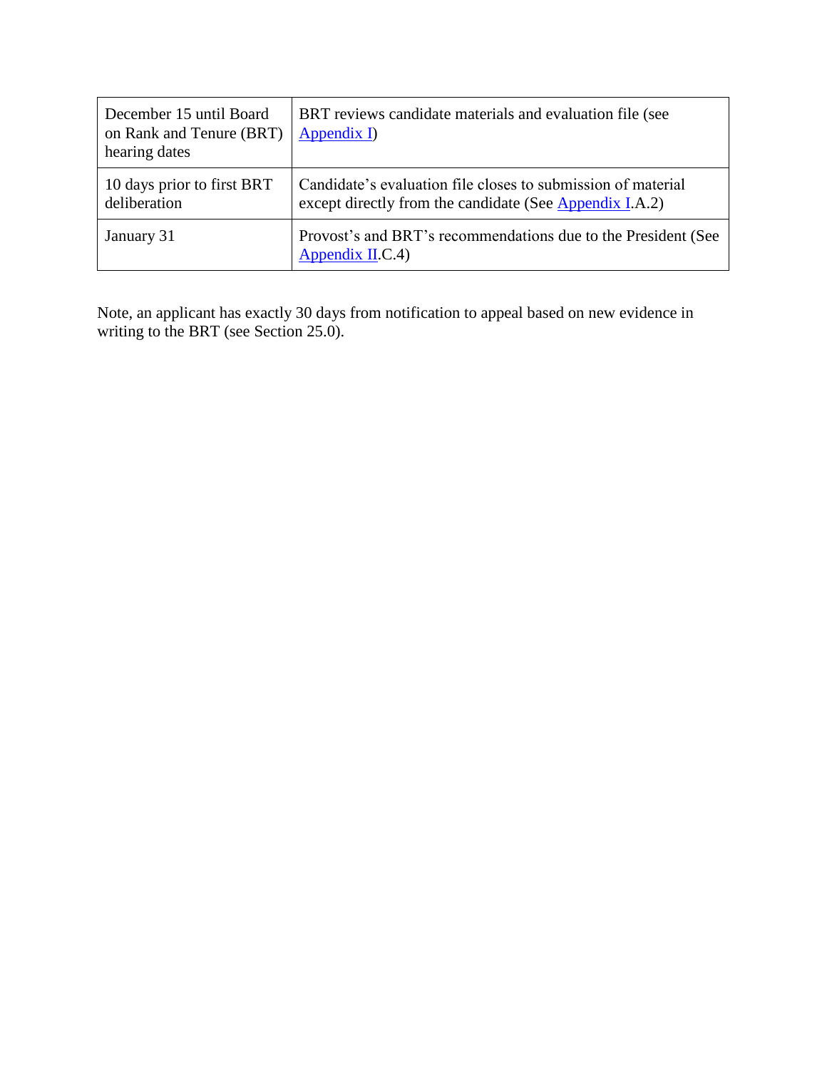| | |
|---|---|
| December 15 until Board on Rank and Tenure (BRT) hearing dates | BRT reviews candidate materials and evaluation file (see Appendix I) |
| 10 days prior to first BRT deliberation | Candidate's evaluation file closes to submission of material except directly from the candidate (See Appendix I.A.2) |
| January 31 | Provost's and BRT's recommendations due to the President (See Appendix II.C.4) |

Note, an applicant has exactly 30 days from notification to appeal based on new evidence in writing to the BRT (see Section 25.0).